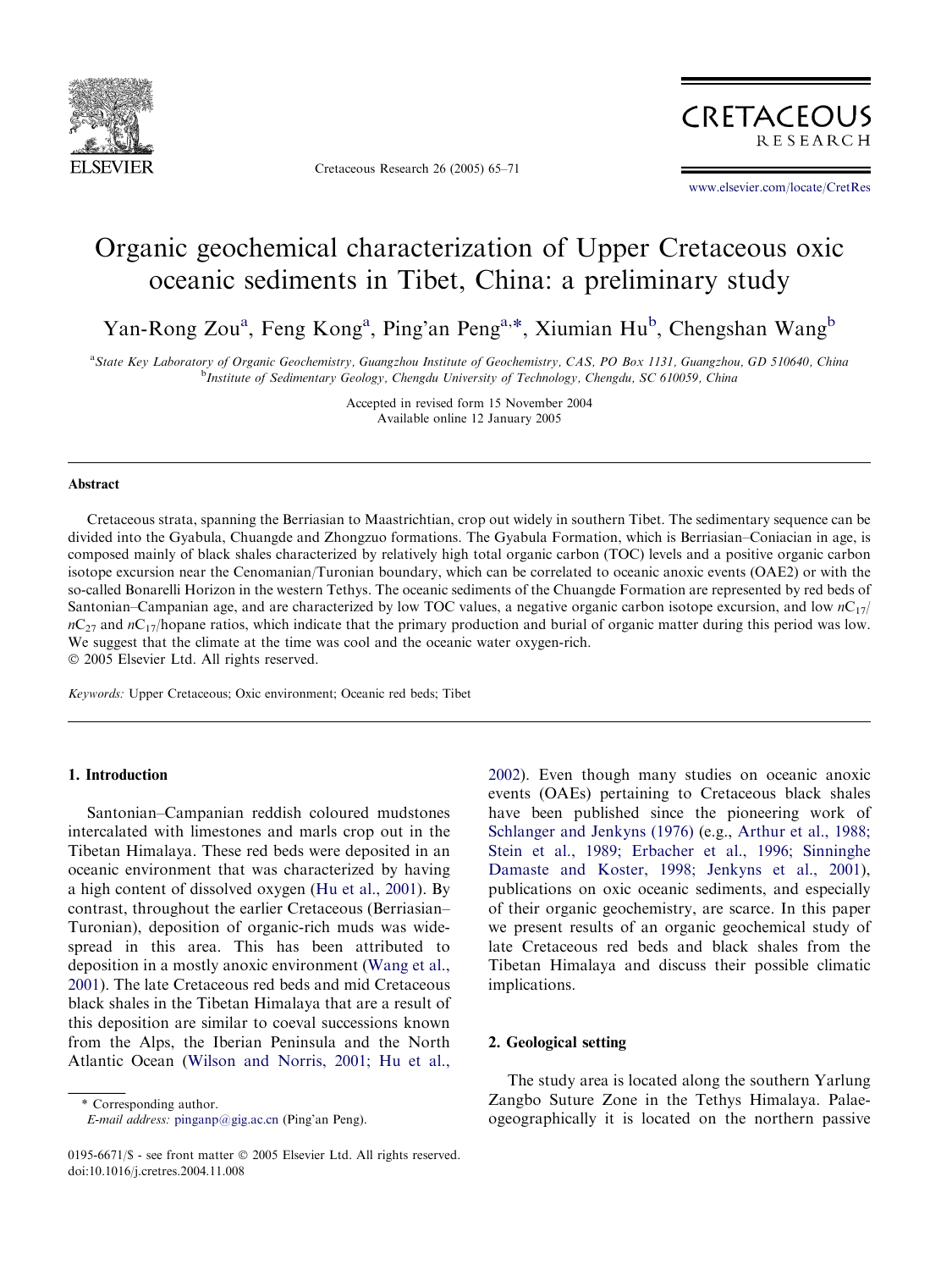# Organic geochemical characterization of Upper Cretaceous oxic oceanic sediments in Tibet, China: a preliminary study

Yan-Rong Zou[a], Feng Kong[a], Ping'an Peng[a,*], Xiumian Hu[b], Chengshan Wang[b]

[a]*State Key Laboratory of Organic Geochemistry, Guangzhou Institute of Geochemistry, CAS, PO Box 1131, Guangzhou, GD 510640, China*
[b]*Institute of Sedimentary Geology, Chengdu University of Technology, Chengdu, SC 610059, China*

Accepted in revised form 15 November 2004
Available online 12 January 2005

## Abstract

Cretaceous strata, spanning the Berriasian to Maastrichtian, crop out widely in southern Tibet. The sedimentary sequence can be divided into the Gyabula, Chuangde and Zhongzuo formations. The Gyabula Formation, which is Berriasian–Coniacian in age, is composed mainly of black shales characterized by relatively high total organic carbon (TOC) levels and a positive organic carbon isotope excursion near the Cenomanian/Turonian boundary, which can be correlated to oceanic anoxic events (OAE2) or with the so-called Bonarelli Horizon in the western Tethys. The oceanic sediments of the Chuangde Formation are represented by red beds of Santonian–Campanian age, and are characterized by low TOC values, a negative organic carbon isotope excursion, and low $n\mathrm{C}_{17}/n\mathrm{C}_{27}$ and $n\mathrm{C}_{17}$/hopane ratios, which indicate that the primary production and burial of organic matter during this period was low. We suggest that the climate at the time was cool and the oceanic water oxygen-rich.

© 2005 Elsevier Ltd. All rights reserved.

*Keywords:* Upper Cretaceous; Oxic environment; Oceanic red beds; Tibet

## 1. Introduction

Santonian–Campanian reddish coloured mudstones intercalated with limestones and marls crop out in the Tibetan Himalaya. These red beds were deposited in an oceanic environment that was characterized by having a high content of dissolved oxygen (Hu et al., 2001). By contrast, throughout the earlier Cretaceous (Berriasian–Turonian), deposition of organic-rich muds was widespread in this area. This has been attributed to deposition in a mostly anoxic environment (Wang et al., 2001). The late Cretaceous red beds and mid Cretaceous black shales in the Tibetan Himalaya that are a result of this deposition are similar to coeval successions known from the Alps, the Iberian Peninsula and the North Atlantic Ocean (Wilson and Norris, 2001; Hu et al., 2002). Even though many studies on oceanic anoxic events (OAEs) pertaining to Cretaceous black shales have been published since the pioneering work of Schlanger and Jenkyns (1976) (e.g., Arthur et al., 1988; Stein et al., 1989; Erbacher et al., 1996; Sinninghe Damaste and Koster, 1998; Jenkyns et al., 2001), publications on oxic oceanic sediments, and especially of their organic geochemistry, are scarce. In this paper we present results of an organic geochemical study of late Cretaceous red beds and black shales from the Tibetan Himalaya and discuss their possible climatic implications.

## 2. Geological setting

The study area is located along the southern Yarlung Zangbo Suture Zone in the Tethys Himalaya. Palaeogeographically it is located on the northern passive

\* Corresponding author.
*E-mail address:* pinganp@gig.ac.cn (Ping'an Peng).

0195-6671/$ - see front matter © 2005 Elsevier Ltd. All rights reserved.
doi:10.1016/j.cretres.2004.11.008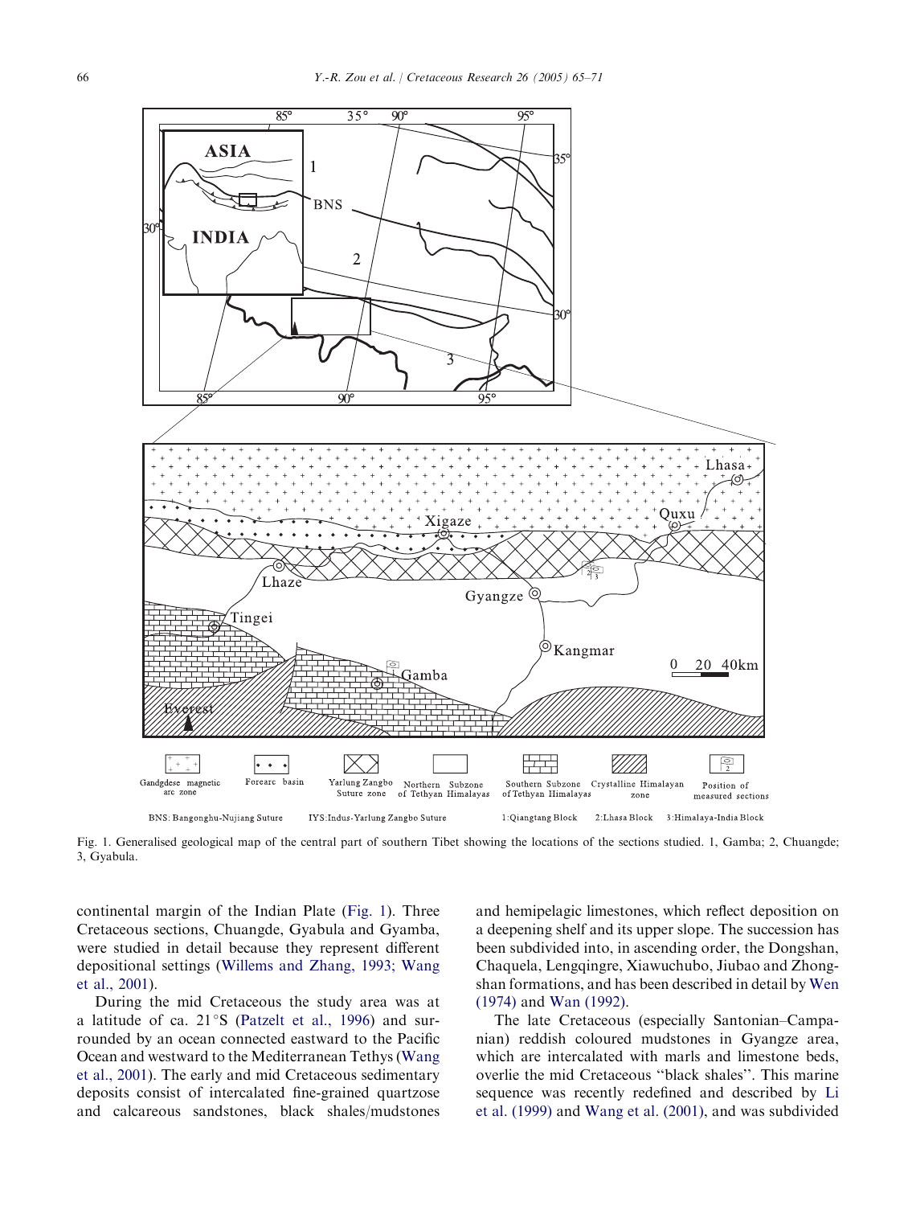Fig. 1. Generalised geological map of the central part of southern Tibet showing the locations of the sections studied. 1, Gamba; 2, Chuangde; 3, Gyabula.

continental margin of the Indian Plate (Fig. 1). Three Cretaceous sections, Chuangde, Gyabula and Gyamba, were studied in detail because they represent different depositional settings (Willems and Zhang, 1993; Wang et al., 2001).

During the mid Cretaceous the study area was at a latitude of ca. 21°S (Patzelt et al., 1996) and surrounded by an ocean connected eastward to the Pacific Ocean and westward to the Mediterranean Tethys (Wang et al., 2001). The early and mid Cretaceous sedimentary deposits consist of intercalated fine-grained quartzose and calcareous sandstones, black shales/mudstones and hemipelagic limestones, which reflect deposition on a deepening shelf and its upper slope. The succession has been subdivided into, in ascending order, the Dongshan, Chaquela, Lengqingre, Xiawuchubo, Jiubao and Zhongshan formations, and has been described in detail by Wen (1974) and Wan (1992).

The late Cretaceous (especially Santonian–Campanian) reddish coloured mudstones in Gyangze area, which are intercalated with marls and limestone beds, overlie the mid Cretaceous "black shales". This marine sequence was recently redefined and described by Li et al. (1999) and Wang et al. (2001), and was subdivided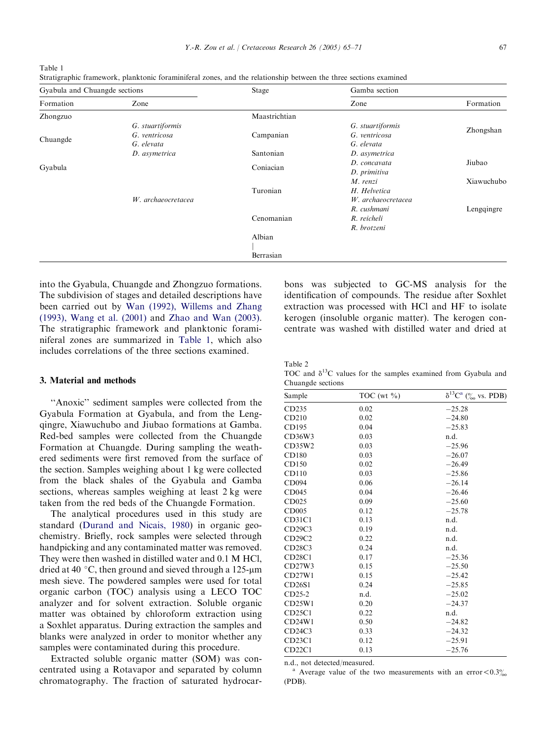Table 1
Stratigraphic framework, planktonic foraminiferal zones, and the relationship between the three sections examined

| Gyabula and Chuangde sections | | Stage | Gamba section | |
|---|---|---|---|---|
| Formation | Zone | | Zone | Formation |
| Zhongzuo | | Maastrichtian | | |
| Chuangde | *G. stuartiformis* | Campanian | *G. stuartiformis* | Zhongshan |
| | *G. ventricosa* | | *G. ventricosa* | |
| | *G. elevata* | | *G. elevata* | |
| | *D. asymetrica* | Santonian | *D. asymetrica* | |
| Gyabula | | Coniacian | *D. concavata* | Jiubao |
| | | | *D. primitiva* | |
| | | | *M. renzi* | Xiawuchubo |
| | *W. archaeocretacea* | Turonian | *H. Helvetica* | |
| | | | *W. archaeocretacea* | |
| | | | *R. cushmani* | Lengqingre |
| | | Cenomanian | *R. reicheli* | |
| | | | *R. brotzeni* | |
| | | Albian \| Berrasian | | |

into the Gyabula, Chuangde and Zhongzuo formations. The subdivision of stages and detailed descriptions have been carried out by Wan (1992), Willems and Zhang (1993), Wang et al. (2001) and Zhao and Wan (2003). The stratigraphic framework and planktonic foraminiferal zones are summarized in Table 1, which also includes correlations of the three sections examined.

## 3. Material and methods

"Anoxic" sediment samples were collected from the Gyabula Formation at Gyabula, and from the Lengqingre, Xiawuchubo and Jiubao formations at Gamba. Red-bed samples were collected from the Chuangde Formation at Chuangde. During sampling the weathered sediments were first removed from the surface of the section. Samples weighing about 1 kg were collected from the black shales of the Gyabula and Gamba sections, whereas samples weighing at least 2 kg were taken from the red beds of the Chuangde Formation.

The analytical procedures used in this study are standard (Durand and Nicais, 1980) in organic geochemistry. Briefly, rock samples were selected through handpicking and any contaminated matter was removed. They were then washed in distilled water and 0.1 M HCl, dried at 40 °C, then ground and sieved through a 125-μm mesh sieve. The powdered samples were used for total organic carbon (TOC) analysis using a LECO TOC analyzer and for solvent extraction. Soluble organic matter was obtained by chloroform extraction using a Soxhlet apparatus. During extraction the samples and blanks were analyzed in order to monitor whether any samples were contaminated during this procedure.

Extracted soluble organic matter (SOM) was concentrated using a Rotavapor and separated by column chromatography. The fraction of saturated hydrocarbons was subjected to GC-MS analysis for the identification of compounds. The residue after Soxhlet extraction was processed with HCl and HF to isolate kerogen (insoluble organic matter). The kerogen concentrate was washed with distilled water and dried at

Table 2
TOC and $\delta^{13}C$ values for the samples examined from Gyabula and Chuangde sections

| Sample | TOC (wt %) | $\delta^{13}C$[a] (‰ vs. PDB) |
|---|---|---|
| CD235 | 0.02 | −25.28 |
| CD210 | 0.02 | −24.80 |
| CD195 | 0.04 | −25.83 |
| CD36W3 | 0.03 | n.d. |
| CD35W2 | 0.03 | −25.96 |
| CD180 | 0.03 | −26.07 |
| CD150 | 0.02 | −26.49 |
| CD110 | 0.03 | −25.86 |
| CD094 | 0.06 | −26.14 |
| CD045 | 0.04 | −26.46 |
| CD025 | 0.09 | −25.60 |
| CD005 | 0.12 | −25.78 |
| CD31C1 | 0.13 | n.d. |
| CD29C3 | 0.19 | n.d. |
| CD29C2 | 0.22 | n.d. |
| CD28C3 | 0.24 | n.d. |
| CD28C1 | 0.17 | −25.36 |
| CD27W3 | 0.15 | −25.50 |
| CD27W1 | 0.15 | −25.42 |
| CD26S1 | 0.24 | −25.85 |
| CD25-2 | n.d. | −25.02 |
| CD25W1 | 0.20 | −24.37 |
| CD25C1 | 0.22 | n.d. |
| CD24W1 | 0.50 | −24.82 |
| CD24C3 | 0.33 | −24.32 |
| CD23C1 | 0.12 | −25.91 |
| CD22C1 | 0.13 | −25.76 |

n.d., not detected/measured.
[a] Average value of the two measurements with an error < 0.3‰ (PDB).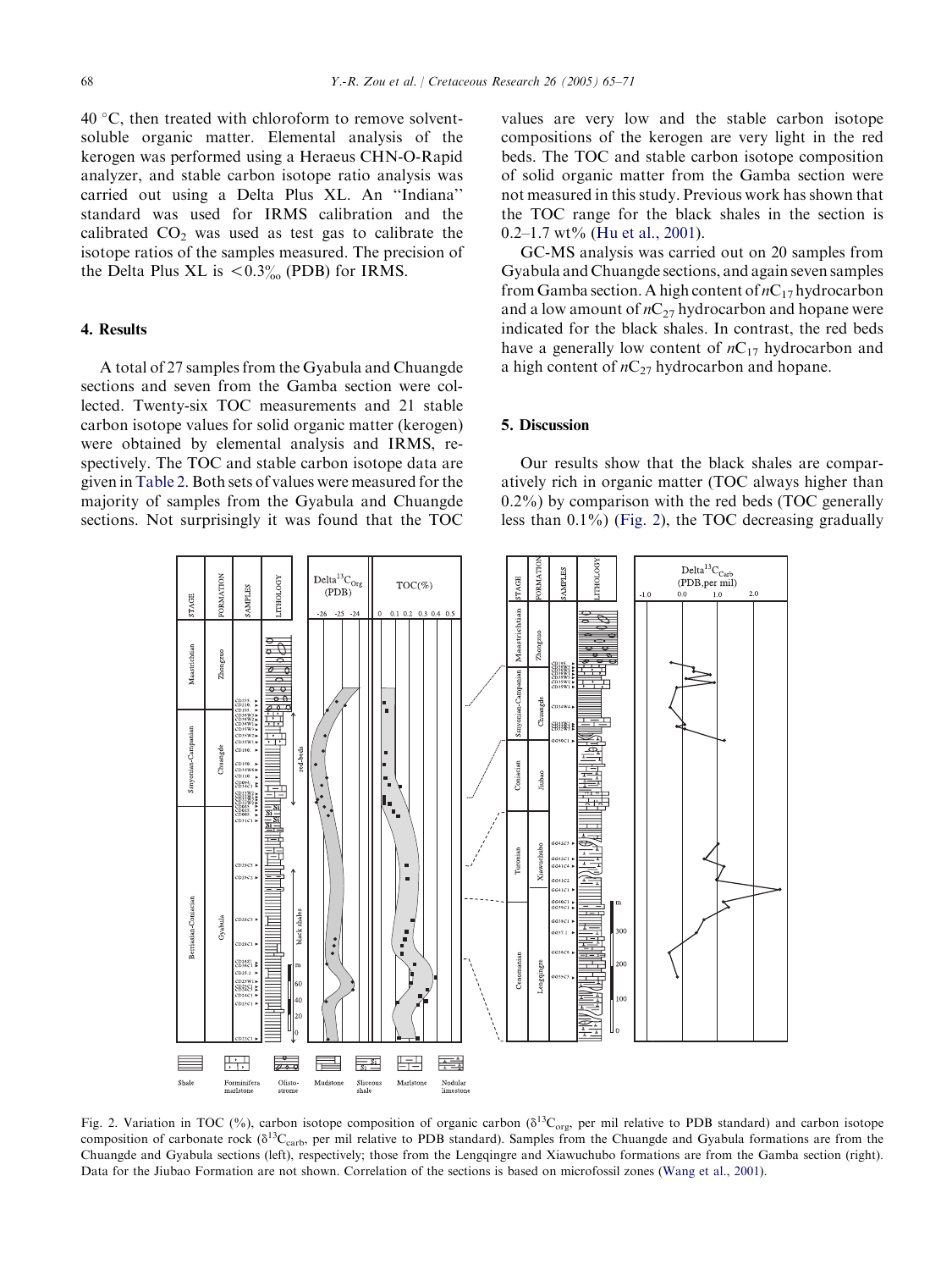40 °C, then treated with chloroform to remove solvent-soluble organic matter. Elemental analysis of the kerogen was performed using a Heraeus CHN-O-Rapid analyzer, and stable carbon isotope ratio analysis was carried out using a Delta Plus XL. An "Indiana" standard was used for IRMS calibration and the calibrated $CO_2$ was used as test gas to calibrate the isotope ratios of the samples measured. The precision of the Delta Plus XL is <0.3‰ (PDB) for IRMS.

## 4. Results

A total of 27 samples from the Gyabula and Chuangde sections and seven from the Gamba section were collected. Twenty-six TOC measurements and 21 stable carbon isotope values for solid organic matter (kerogen) were obtained by elemental analysis and IRMS, respectively. The TOC and stable carbon isotope data are given in Table 2. Both sets of values were measured for the majority of samples from the Gyabula and Chuangde sections. Not surprisingly it was found that the TOC values are very low and the stable carbon isotope compositions of the kerogen are very light in the red beds. The TOC and stable carbon isotope composition of solid organic matter from the Gamba section were not measured in this study. Previous work has shown that the TOC range for the black shales in the section is 0.2–1.7 wt% (Hu et al., 2001).

GC-MS analysis was carried out on 20 samples from Gyabula and Chuangde sections, and again seven samples from Gamba section. A high content of $nC_{17}$ hydrocarbon and a low amount of $nC_{27}$ hydrocarbon and hopane were indicated for the black shales. In contrast, the red beds have a generally low content of $nC_{17}$ hydrocarbon and a high content of $nC_{27}$ hydrocarbon and hopane.

## 5. Discussion

Our results show that the black shales are comparatively rich in organic matter (TOC always higher than 0.2%) by comparison with the red beds (TOC generally less than 0.1%) (Fig. 2), the TOC decreasing gradually

Fig. 2. Variation in TOC (%), carbon isotope composition of organic carbon ($\delta^{13}C_{org}$, per mil relative to PDB standard) and carbon isotope composition of carbonate rock ($\delta^{13}C_{carb}$, per mil relative to PDB standard). Samples from the Chuangde and Gyabula formations are from the Chuangde and Gyabula sections (left), respectively; those from the Lengqingre and Xiawuchubo formations are from the Gamba section (right). Data for the Jiubao Formation are not shown. Correlation of the sections is based on microfossil zones (Wang et al., 2001).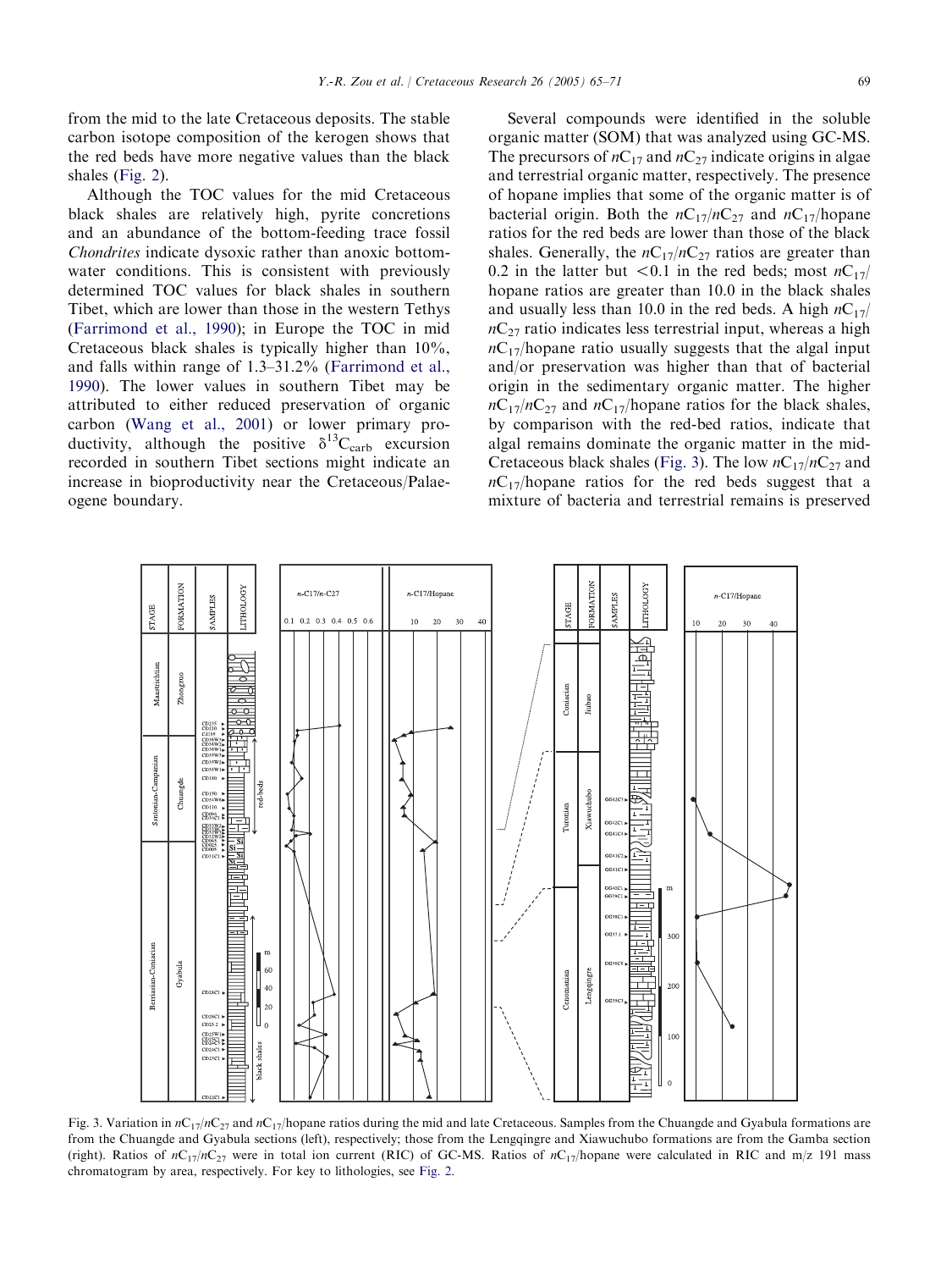from the mid to the late Cretaceous deposits. The stable carbon isotope composition of the kerogen shows that the red beds have more negative values than the black shales (Fig. 2).

Although the TOC values for the mid Cretaceous black shales are relatively high, pyrite concretions and an abundance of the bottom-feeding trace fossil *Chondrites* indicate dysoxic rather than anoxic bottom-water conditions. This is consistent with previously determined TOC values for black shales in southern Tibet, which are lower than those in the western Tethys (Farrimond et al., 1990); in Europe the TOC in mid Cretaceous black shales is typically higher than 10%, and falls within range of 1.3–31.2% (Farrimond et al., 1990). The lower values in southern Tibet may be attributed to either reduced preservation of organic carbon (Wang et al., 2001) or lower primary productivity, although the positive $\delta^{13}C_{carb}$ excursion recorded in southern Tibet sections might indicate an increase in bioproductivity near the Cretaceous/Palaeogene boundary.

Several compounds were identified in the soluble organic matter (SOM) that was analyzed using GC-MS. The precursors of $nC_{17}$ and $nC_{27}$ indicate origins in algae and terrestrial organic matter, respectively. The presence of hopane implies that some of the organic matter is of bacterial origin. Both the $nC_{17}/nC_{27}$ and $nC_{17}$/hopane ratios for the red beds are lower than those of the black shales. Generally, the $nC_{17}/nC_{27}$ ratios are greater than 0.2 in the latter but <0.1 in the red beds; most $nC_{17}$/hopane ratios are greater than 10.0 in the black shales and usually less than 10.0 in the red beds. A high $nC_{17}/nC_{27}$ ratio indicates less terrestrial input, whereas a high $nC_{17}$/hopane ratio usually suggests that the algal input and/or preservation was higher than that of bacterial origin in the sedimentary organic matter. The higher $nC_{17}/nC_{27}$ and $nC_{17}$/hopane ratios for the black shales, by comparison with the red-bed ratios, indicate that algal remains dominate the organic matter in the mid-Cretaceous black shales (Fig. 3). The low $nC_{17}/nC_{27}$ and $nC_{17}$/hopane ratios for the red beds suggest that a mixture of bacteria and terrestrial remains is preserved

Fig. 3. Variation in $nC_{17}/nC_{27}$ and $nC_{17}$/hopane ratios during the mid and late Cretaceous. Samples from the Chuangde and Gyabula formations are from the Chuangde and Gyabula sections (left), respectively; those from the Lengqingre and Xiawuchubo formations are from the Gamba section (right). Ratios of $nC_{17}/nC_{27}$ were in total ion current (RIC) of GC-MS. Ratios of $nC_{17}$/hopane were calculated in RIC and m/z 191 mass chromatogram by area, respectively. For key to lithologies, see Fig. 2.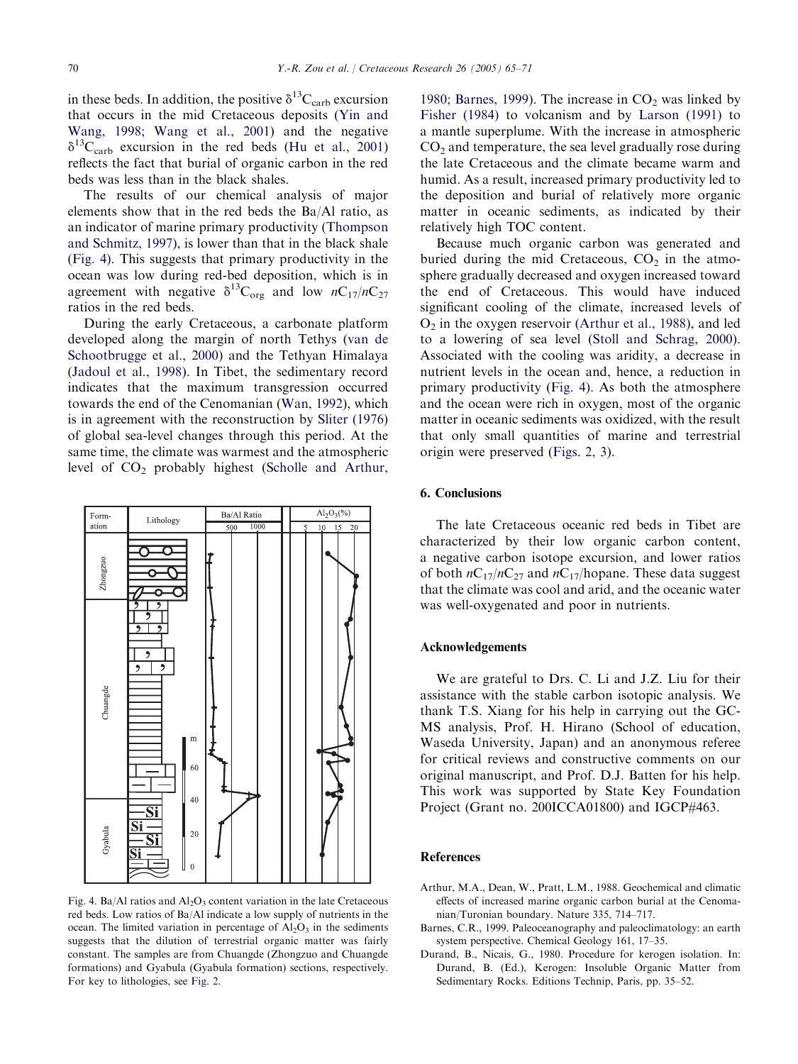in these beds. In addition, the positive $\delta^{13}C_{carb}$ excursion that occurs in the mid Cretaceous deposits (Yin and Wang, 1998; Wang et al., 2001) and the negative $\delta^{13}C_{carb}$ excursion in the red beds (Hu et al., 2001) reflects the fact that burial of organic carbon in the red beds was less than in the black shales.

The results of our chemical analysis of major elements show that in the red beds the Ba/Al ratio, as an indicator of marine primary productivity (Thompson and Schmitz, 1997), is lower than that in the black shale (Fig. 4). This suggests that primary productivity in the ocean was low during red-bed deposition, which is in agreement with negative $\delta^{13}C_{org}$ and low $nC_{17}/nC_{27}$ ratios in the red beds.

During the early Cretaceous, a carbonate platform developed along the margin of north Tethys (van de Schootbrugge et al., 2000) and the Tethyan Himalaya (Jadoul et al., 1998). In Tibet, the sedimentary record indicates that the maximum transgression occurred towards the end of the Cenomanian (Wan, 1992), which is in agreement with the reconstruction by Sliter (1976) of global sea-level changes through this period. At the same time, the climate was warmest and the atmospheric level of $CO_2$ probably highest (Scholle and Arthur, 1980; Barnes, 1999). The increase in $CO_2$ was linked by Fisher (1984) to volcanism and by Larson (1991) to a mantle superplume. With the increase in atmospheric $CO_2$ and temperature, the sea level gradually rose during the late Cretaceous and the climate became warm and humid. As a result, increased primary productivity led to the deposition and burial of relatively more organic matter in oceanic sediments, as indicated by their relatively high TOC content.

Fig. 4. Ba/Al ratios and $Al_2O_3$ content variation in the late Cretaceous red beds. Low ratios of Ba/Al indicate a low supply of nutrients in the ocean. The limited variation in percentage of $Al_2O_3$ in the sediments suggests that the dilution of terrestrial organic matter was fairly constant. The samples are from Chuangde (Zhongzuo and Chuangde formations) and Gyabula (Gyabula formation) sections, respectively. For key to lithologies, see Fig. 2.

Because much organic carbon was generated and buried during the mid Cretaceous, $CO_2$ in the atmosphere gradually decreased and oxygen increased toward the end of Cretaceous. This would have induced significant cooling of the climate, increased levels of $O_2$ in the oxygen reservoir (Arthur et al., 1988), and led to a lowering of sea level (Stoll and Schrag, 2000). Associated with the cooling was aridity, a decrease in nutrient levels in the ocean and, hence, a reduction in primary productivity (Fig. 4). As both the atmosphere and the ocean were rich in oxygen, most of the organic matter in oceanic sediments was oxidized, with the result that only small quantities of marine and terrestrial origin were preserved (Figs. 2, 3).

## 6. Conclusions

The late Cretaceous oceanic red beds in Tibet are characterized by their low organic carbon content, a negative carbon isotope excursion, and lower ratios of both $nC_{17}/nC_{27}$ and $nC_{17}$/hopane. These data suggest that the climate was cool and arid, and the oceanic water was well-oxygenated and poor in nutrients.

## Acknowledgements

We are grateful to Drs. C. Li and J.Z. Liu for their assistance with the stable carbon isotopic analysis. We thank T.S. Xiang for his help in carrying out the GC-MS analysis, Prof. H. Hirano (School of education, Waseda University, Japan) and an anonymous referee for critical reviews and constructive comments on our original manuscript, and Prof. D.J. Batten for his help. This work was supported by State Key Foundation Project (Grant no. 200ICCA01800) and IGCP#463.

## References

Arthur, M.A., Dean, W., Pratt, L.M., 1988. Geochemical and climatic effects of increased marine organic carbon burial at the Cenomanian/Turonian boundary. Nature 335, 714–717.

Barnes, C.R., 1999. Paleoceanography and paleoclimatology: an earth system perspective. Chemical Geology 161, 17–35.

Durand, B., Nicais, G., 1980. Procedure for kerogen isolation. In: Durand, B. (Ed.), Kerogen: Insoluble Organic Matter from Sedimentary Rocks. Editions Technip, Paris, pp. 35–52.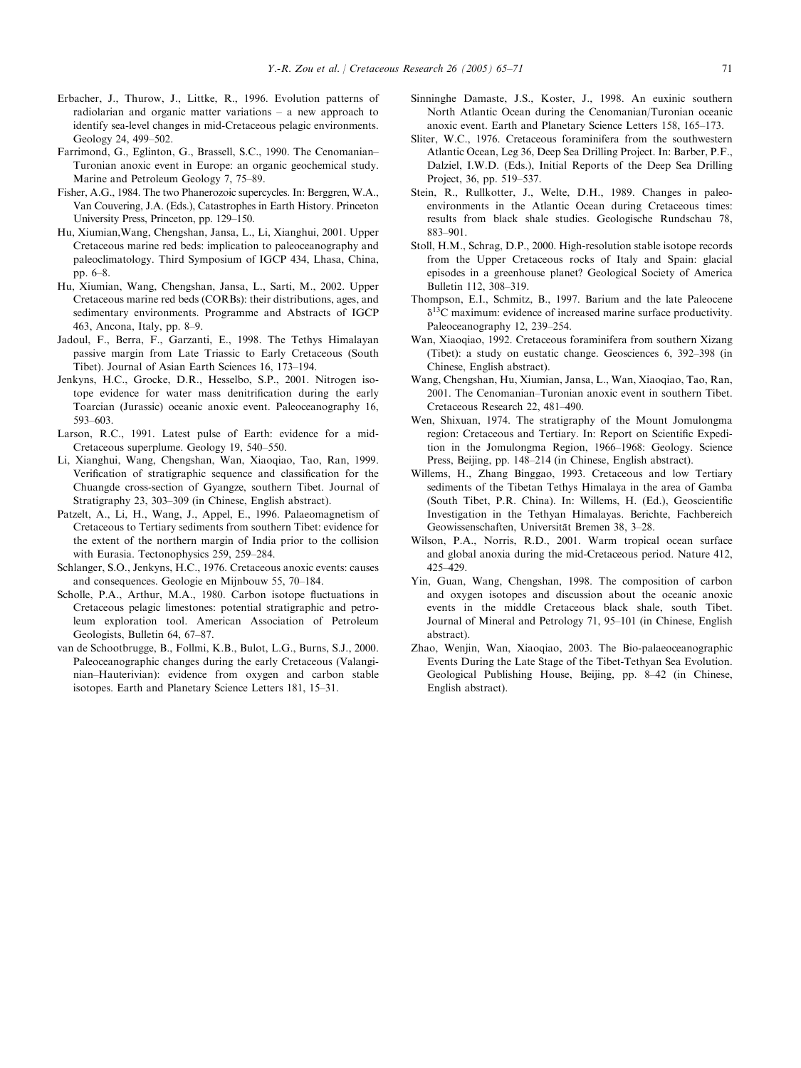Erbacher, J., Thurow, J., Littke, R., 1996. Evolution patterns of radiolarian and organic matter variations – a new approach to identify sea-level changes in mid-Cretaceous pelagic environments. Geology 24, 499–502.

Farrimond, G., Eglinton, G., Brassell, S.C., 1990. The Cenomanian–Turonian anoxic event in Europe: an organic geochemical study. Marine and Petroleum Geology 7, 75–89.

Fisher, A.G., 1984. The two Phanerozoic supercycles. In: Berggren, W.A., Van Couvering, J.A. (Eds.), Catastrophes in Earth History. Princeton University Press, Princeton, pp. 129–150.

Hu, Xiumian,Wang, Chengshan, Jansa, L., Li, Xianghui, 2001. Upper Cretaceous marine red beds: implication to paleoceanography and paleoclimatology. Third Symposium of IGCP 434, Lhasa, China, pp. 6–8.

Hu, Xiumian, Wang, Chengshan, Jansa, L., Sarti, M., 2002. Upper Cretaceous marine red beds (CORBs): their distributions, ages, and sedimentary environments. Programme and Abstracts of IGCP 463, Ancona, Italy, pp. 8–9.

Jadoul, F., Berra, F., Garzanti, E., 1998. The Tethys Himalayan passive margin from Late Triassic to Early Cretaceous (South Tibet). Journal of Asian Earth Sciences 16, 173–194.

Jenkyns, H.C., Grocke, D.R., Hesselbo, S.P., 2001. Nitrogen isotope evidence for water mass denitrification during the early Toarcian (Jurassic) oceanic anoxic event. Paleoceanography 16, 593–603.

Larson, R.C., 1991. Latest pulse of Earth: evidence for a mid-Cretaceous superplume. Geology 19, 540–550.

Li, Xianghui, Wang, Chengshan, Wan, Xiaoqiao, Tao, Ran, 1999. Verification of stratigraphic sequence and classification for the Chuangde cross-section of Gyangze, southern Tibet. Journal of Stratigraphy 23, 303–309 (in Chinese, English abstract).

Patzelt, A., Li, H., Wang, J., Appel, E., 1996. Palaeomagnetism of Cretaceous to Tertiary sediments from southern Tibet: evidence for the extent of the northern margin of India prior to the collision with Eurasia. Tectonophysics 259, 259–284.

Schlanger, S.O., Jenkyns, H.C., 1976. Cretaceous anoxic events: causes and consequences. Geologie en Mijnbouw 55, 70–184.

Scholle, P.A., Arthur, M.A., 1980. Carbon isotope fluctuations in Cretaceous pelagic limestones: potential stratigraphic and petroleum exploration tool. American Association of Petroleum Geologists, Bulletin 64, 67–87.

van de Schootbrugge, B., Follmi, K.B., Bulot, L.G., Burns, S.J., 2000. Paleoceanographic changes during the early Cretaceous (Valanginian–Hauterivian): evidence from oxygen and carbon stable isotopes. Earth and Planetary Science Letters 181, 15–31.

Sinninghe Damaste, J.S., Koster, J., 1998. An euxinic southern North Atlantic Ocean during the Cenomanian/Turonian oceanic anoxic event. Earth and Planetary Science Letters 158, 165–173.

Sliter, W.C., 1976. Cretaceous foraminifera from the southwestern Atlantic Ocean, Leg 36, Deep Sea Drilling Project. In: Barber, P.F., Dalziel, I.W.D. (Eds.), Initial Reports of the Deep Sea Drilling Project, 36, pp. 519–537.

Stein, R., Rullkotter, J., Welte, D.H., 1989. Changes in paleoenvironments in the Atlantic Ocean during Cretaceous times: results from black shale studies. Geologische Rundschau 78, 883–901.

Stoll, H.M., Schrag, D.P., 2000. High-resolution stable isotope records from the Upper Cretaceous rocks of Italy and Spain: glacial episodes in a greenhouse planet? Geological Society of America Bulletin 112, 308–319.

Thompson, E.I., Schmitz, B., 1997. Barium and the late Paleocene $\delta^{13}C$ maximum: evidence of increased marine surface productivity. Paleoceanography 12, 239–254.

Wan, Xiaoqiao, 1992. Cretaceous foraminifera from southern Xizang (Tibet): a study on eustatic change. Geosciences 6, 392–398 (in Chinese, English abstract).

Wang, Chengshan, Hu, Xiumian, Jansa, L., Wan, Xiaoqiao, Tao, Ran, 2001. The Cenomanian–Turonian anoxic event in southern Tibet. Cretaceous Research 22, 481–490.

Wen, Shixuan, 1974. The stratigraphy of the Mount Jomulongma region: Cretaceous and Tertiary. In: Report on Scientific Expedition in the Jomulongma Region, 1966–1968: Geology. Science Press, Beijing, pp. 148–214 (in Chinese, English abstract).

Willems, H., Zhang Binggao, 1993. Cretaceous and low Tertiary sediments of the Tibetan Tethys Himalaya in the area of Gamba (South Tibet, P.R. China). In: Willems, H. (Ed.), Geoscientific Investigation in the Tethyan Himalayas. Berichte, Fachbereich Geowissenschaften, Universität Bremen 38, 3–28.

Wilson, P.A., Norris, R.D., 2001. Warm tropical ocean surface and global anoxia during the mid-Cretaceous period. Nature 412, 425–429.

Yin, Guan, Wang, Chengshan, 1998. The composition of carbon and oxygen isotopes and discussion about the oceanic anoxic events in the middle Cretaceous black shale, south Tibet. Journal of Mineral and Petrology 71, 95–101 (in Chinese, English abstract).

Zhao, Wenjin, Wan, Xiaoqiao, 2003. The Bio-palaeoceanographic Events During the Late Stage of the Tibet-Tethyan Sea Evolution. Geological Publishing House, Beijing, pp. 8–42 (in Chinese, English abstract).